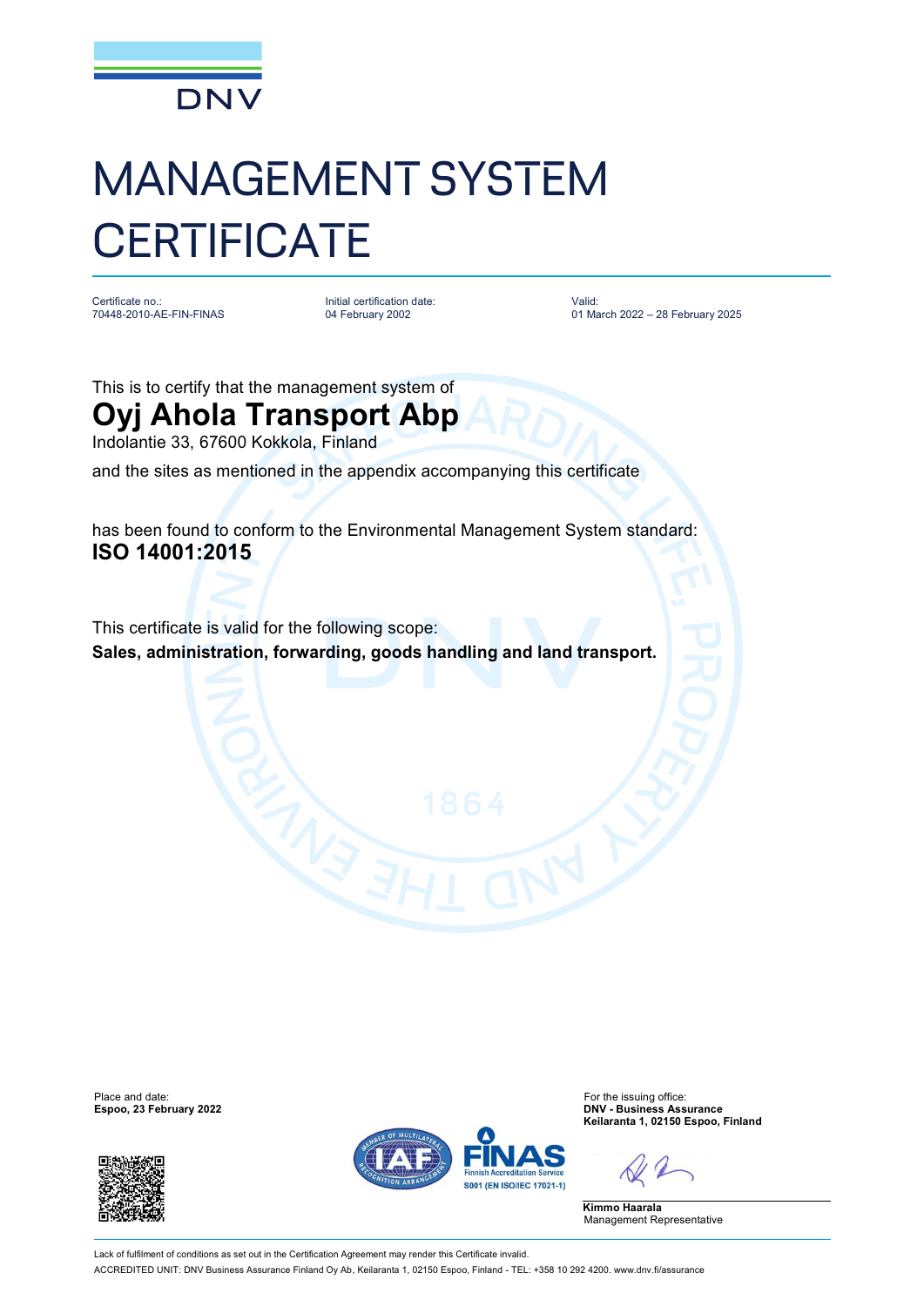DNV

# MANAGEMENT SYSTEM CERTIFICATE

Certificate no.:
70448-2010-AE-FIN-FINAS

Initial certification date:
04 February 2002

Valid:
01 March 2022 – 28 February 2025

This is to certify that the management system of

## Oyj Ahola Transport Abp

Indolantie 33, 67600 Kokkola, Finland

and the sites as mentioned in the appendix accompanying this certificate

has been found to conform to the Environmental Management System standard:

**ISO 14001:2015**

This certificate is valid for the following scope:

**Sales, administration, forwarding, goods handling and land transport.**

Place and date:
**Espoo, 23 February 2022**

For the issuing office:
**DNV - Business Assurance**
**Keilaranta 1, 02150 Espoo, Finland**

**Kimmo Haarala**
Management Representative

FINAS
Finnish Accreditation Service
S001 (EN ISO/IEC 17021-1)

Lack of fulfilment of conditions as set out in the Certification Agreement may render this Certificate invalid.

ACCREDITED UNIT: DNV Business Assurance Finland Oy Ab, Keilaranta 1, 02150 Espoo, Finland - TEL: +358 10 292 4200. www.dnv.fi/assurance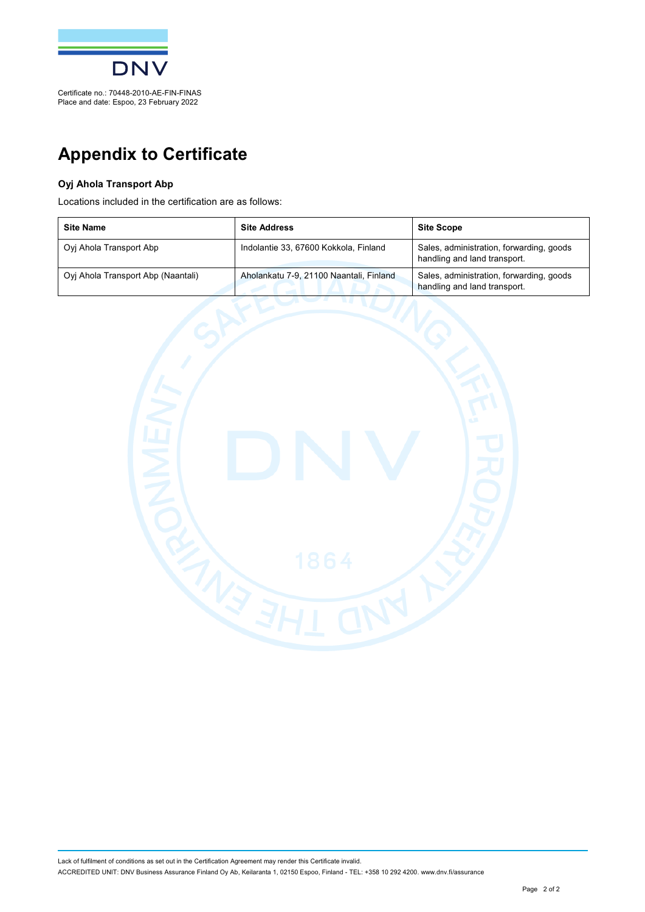Certificate no.: 70448-2010-AE-FIN-FINAS
Place and date: Espoo, 23 February 2022

# Appendix to Certificate

**Oyj Ahola Transport Abp**

Locations included in the certification are as follows:

| Site Name | Site Address | Site Scope |
|---|---|---|
| Oyj Ahola Transport Abp | Indolantie 33, 67600 Kokkola, Finland | Sales, administration, forwarding, goods handling and land transport. |
| Oyj Ahola Transport Abp (Naantali) | Aholankatu 7-9, 21100 Naantali, Finland | Sales, administration, forwarding, goods handling and land transport. |

Lack of fulfilment of conditions as set out in the Certification Agreement may render this Certificate invalid.

ACCREDITED UNIT: DNV Business Assurance Finland Oy Ab, Keilaranta 1, 02150 Espoo, Finland - TEL: +358 10 292 4200. www.dnv.fi/assurance